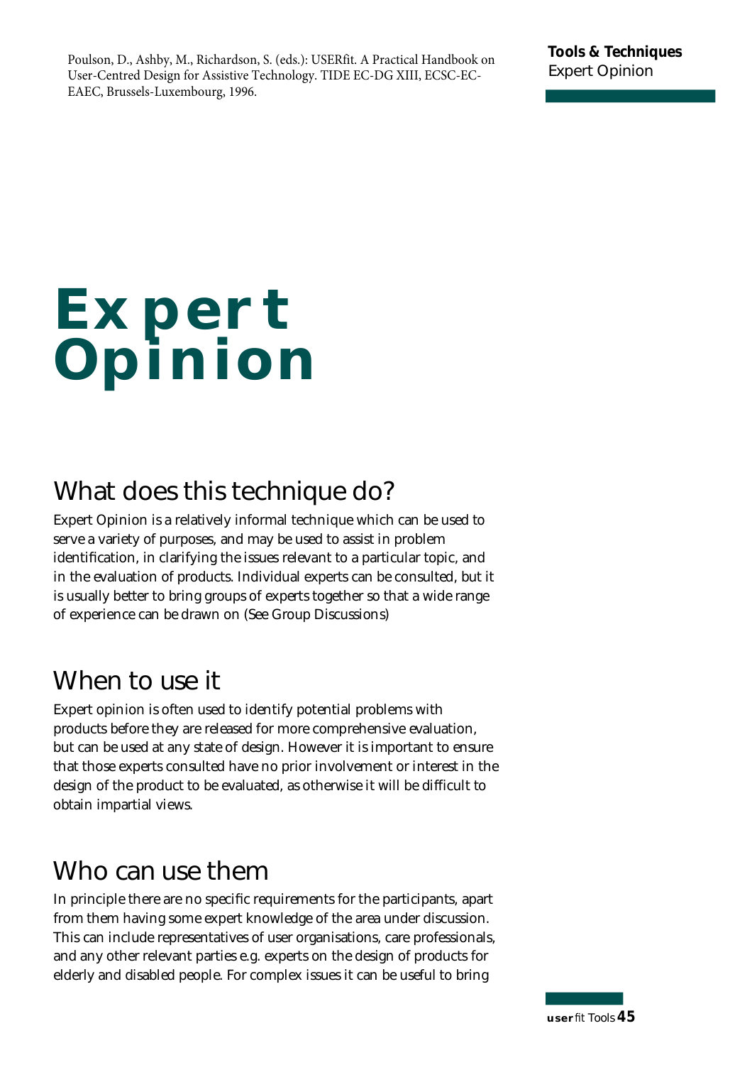Poulson, D., Ashby, M., Richardson, S. (eds.): USERfit. A Practical Handbook on User-Centred Design for Assistive Technology. TIDE EC-DG XIII, ECSC-EC-EAEC, Brussels-Luxembourg, 1996.

# Expert Opinion

## What does this technique do?

Expert Opinion is a relatively informal technique which can be used to serve a variety of purposes, and may be used to assist in problem identification, in clarifying the issues relevant to a particular topic, and in the evaluation of products. Individual experts can be consulted, but it is usually better to bring groups of experts together so that a wide range of experience can be drawn on (See Group Discussions)

## When to use it

Expert opinion is often used to identify potential problems with products before they are released for more comprehensive evaluation, but can be used at any state of design. However it is important to ensure that those experts consulted have no prior involvement or interest in the design of the product to be evaluated, as otherwise it will be difficult to obtain impartial views.

## Who can use them

In principle there are no specific requirements for the participants, apart from them having some expert knowledge of the area under discussion. This can include representatives of user organisations, care professionals, and any other relevant parties e.g. experts on the design of products for elderly and disabled people. For complex issues it can be useful to bring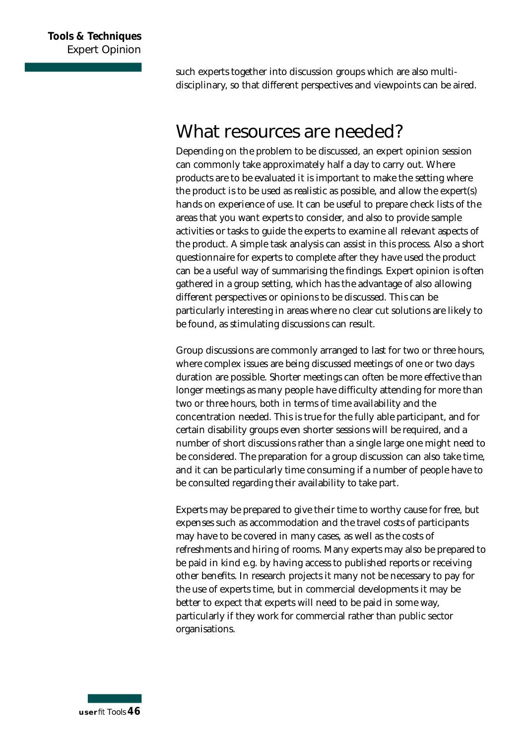such experts together into discussion groups which are also multi-disciplinary, so that different perspectives and viewpoints can be aired.

## What resources are needed?

Depending on the problem to be discussed, an expert opinion session can commonly take approximately half a day to carry out. Where products are to be evaluated it is important to make the setting where the product is to be used as realistic as possible, and allow the expert(s) hands on experience of use. It can be useful to prepare check lists of the areas that you want experts to consider, and also to provide sample activities or tasks to guide the experts to examine all relevant aspects of the product. A simple task analysis can assist in this process. Also a short questionnaire for experts to complete after they have used the product can be a useful way of summarising the findings. Expert opinion is often gathered in a group setting, which has the advantage of also allowing different perspectives or opinions to be discussed. This can be particularly interesting in areas where no clear cut solutions are likely to be found, as stimulating discussions can result.

Group discussions are commonly arranged to last for two or three hours, where complex issues are being discussed meetings of one or two days duration are possible. Shorter meetings can often be more effective than longer meetings as many people have difficulty attending for more than two or three hours, both in terms of time availability and the concentration needed. This is true for the fully able participant, and for certain disability groups even shorter sessions will be required, and a number of short discussions rather than a single large one might need to be considered. The preparation for a group discussion can also take time, and it can be particularly time consuming if a number of people have to be consulted regarding their availability to take part.

Experts may be prepared to give their time to worthy cause for free, but expenses such as accommodation and the travel costs of participants may have to be covered in many cases, as well as the costs of refreshments and hiring of rooms. Many experts may also be prepared to be paid in kind e.g. by having access to published reports or receiving other benefits. In research projects it many not be necessary to pay for the use of experts time, but in commercial developments it may be better to expect that experts will need to be paid in some way, particularly if they work for commercial rather than public sector organisations.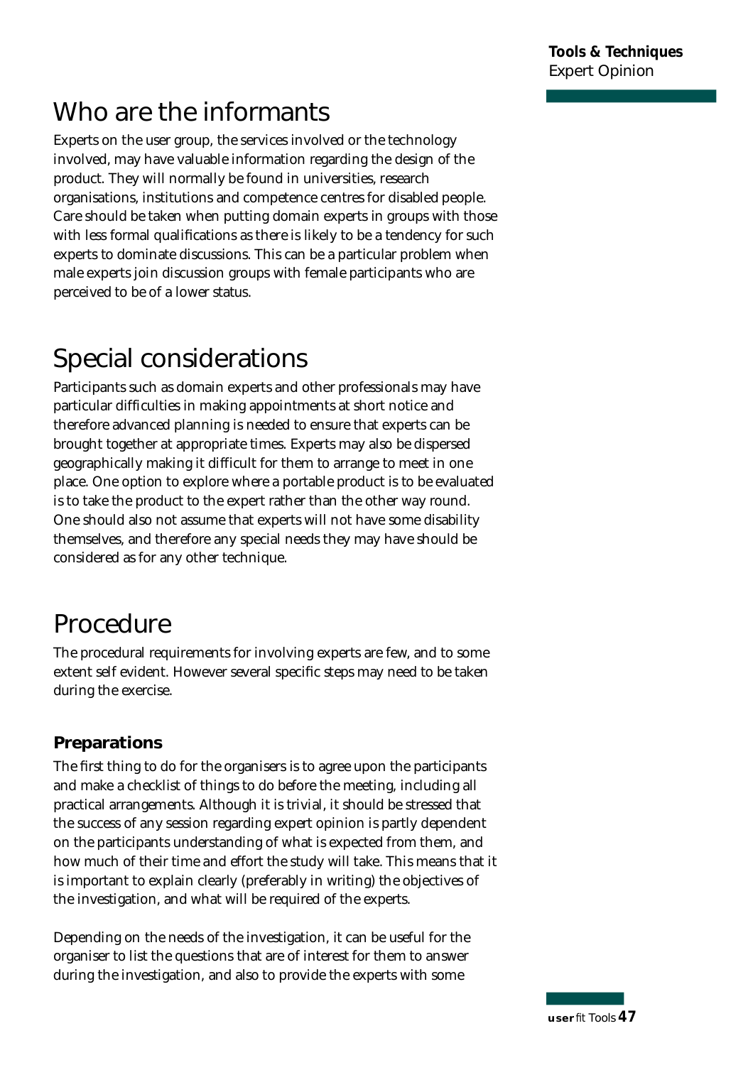# Who are the informants

Experts on the user group, the services involved or the technology involved, may have valuable information regarding the design of the product. They will normally be found in universities, research organisations, institutions and competence centres for disabled people. Care should be taken when putting domain experts in groups with those with less formal qualifications as there is likely to be a tendency for such experts to dominate discussions. This can be a particular problem when male experts join discussion groups with female participants who are perceived to be of a lower status.

# Special considerations

Participants such as domain experts and other professionals may have particular difficulties in making appointments at short notice and therefore advanced planning is needed to ensure that experts can be brought together at appropriate times. Experts may also be dispersed geographically making it difficult for them to arrange to meet in one place. One option to explore where a portable product is to be evaluated is to take the product to the expert rather than the other way round. One should also not assume that experts will not have some disability themselves, and therefore any special needs they may have should be considered as for any other technique.

# Procedure

The procedural requirements for involving experts are few, and to some extent self evident. However several specific steps may need to be taken during the exercise.

### Preparations

The first thing to do for the organisers is to agree upon the participants and make a checklist of things to do before the meeting, including all practical arrangements. Although it is trivial, it should be stressed that the success of any session regarding expert opinion is partly dependent on the participants understanding of what is expected from them, and how much of their time and effort the study will take. This means that it is important to explain clearly (preferably in writing) the objectives of the investigation, and what will be required of the experts.

Depending on the needs of the investigation, it can be useful for the organiser to list the questions that are of interest for them to answer during the investigation, and also to provide the experts with some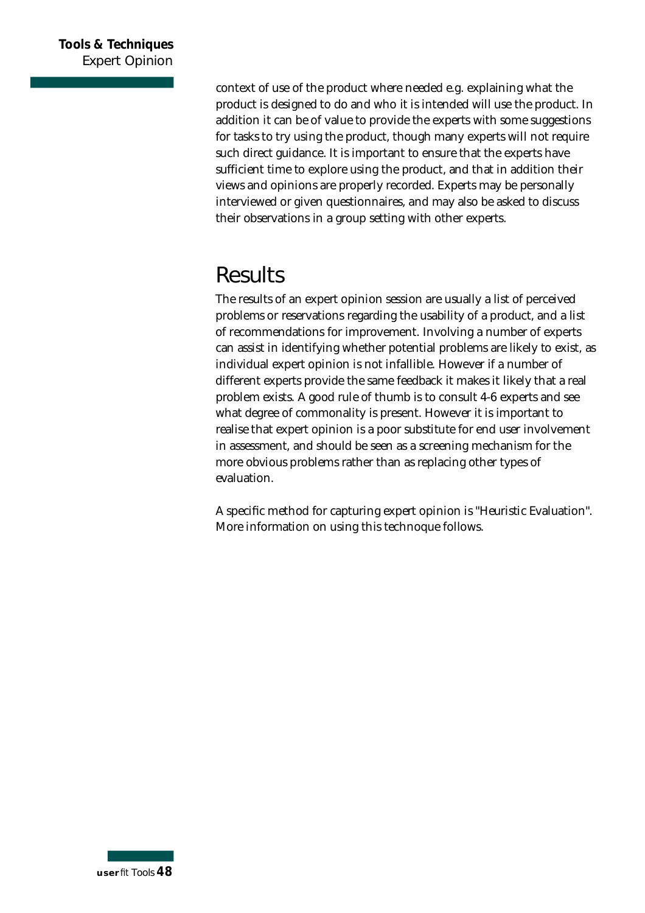context of use of the product where needed e.g. explaining what the product is designed to do and who it is intended will use the product. In addition it can be of value to provide the experts with some suggestions for tasks to try using the product, though many experts will not require such direct guidance. It is important to ensure that the experts have sufficient time to explore using the product, and that in addition their views and opinions are properly recorded. Experts may be personally interviewed or given questionnaires, and may also be asked to discuss their observations in a group setting with other experts.

## Results

The results of an expert opinion session are usually a list of perceived problems or reservations regarding the usability of a product, and a list of recommendations for improvement. Involving a number of experts can assist in identifying whether potential problems are likely to exist, as individual expert opinion is not infallible. However if a number of different experts provide the same feedback it makes it likely that a real problem exists. A good rule of thumb is to consult 4-6 experts and see what degree of commonality is present. However it is important to realise that expert opinion is a poor substitute for end user involvement in assessment, and should be seen as a screening mechanism for the more obvious problems rather than as replacing other types of evaluation.

A specific method for capturing expert opinion is "Heuristic Evaluation". More information on using this technoque follows.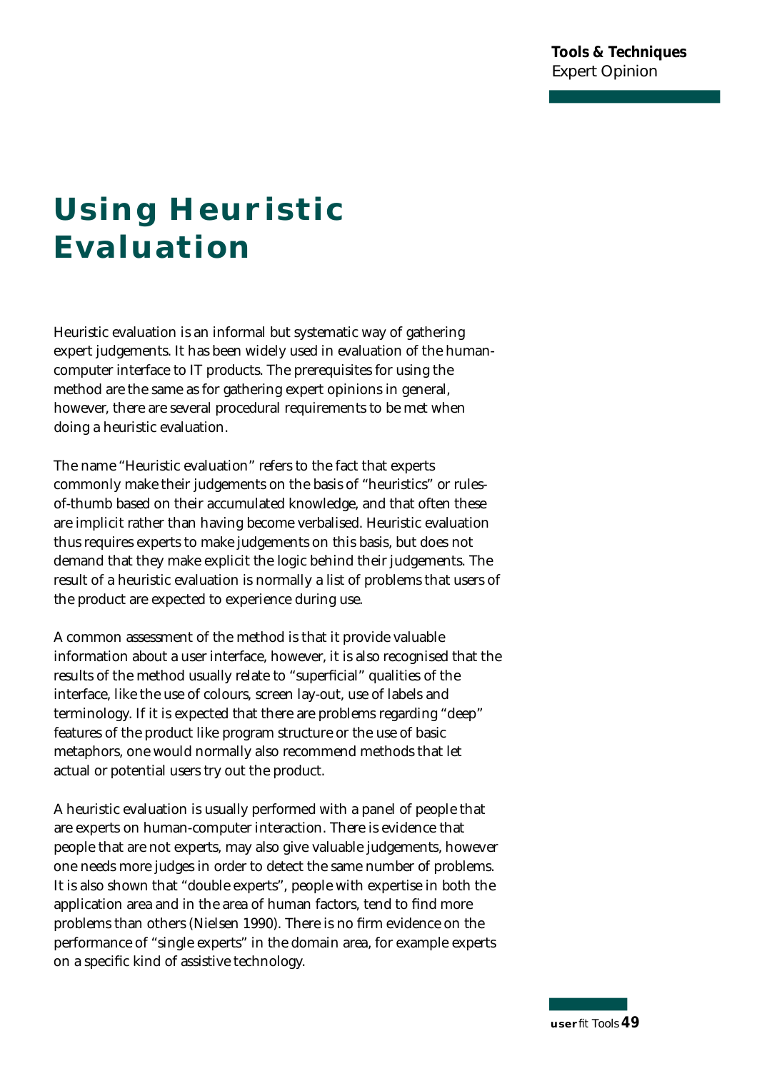# Using Heuristic Evaluation

Heuristic evaluation is an informal but systematic way of gathering expert judgements. It has been widely used in evaluation of the human-computer interface to IT products. The prerequisites for using the method are the same as for gathering expert opinions in general, however, there are several procedural requirements to be met when doing a heuristic evaluation.

The name "Heuristic evaluation" refers to the fact that experts commonly make their judgements on the basis of "heuristics" or rules-of-thumb based on their accumulated knowledge, and that often these are implicit rather than having become verbalised. Heuristic evaluation thus requires experts to make judgements on this basis, but does not demand that they make explicit the logic behind their judgements. The result of a heuristic evaluation is normally a list of problems that users of the product are expected to experience during use.

A common assessment of the method is that it provide valuable information about a user interface, however, it is also recognised that the results of the method usually relate to "superficial" qualities of the interface, like the use of colours, screen lay-out, use of labels and terminology. If it is expected that there are problems regarding "deep" features of the product like program structure or the use of basic metaphors, one would normally also recommend methods that let actual or potential users try out the product.

A heuristic evaluation is usually performed with a panel of people that are experts on human-computer interaction. There is evidence that people that are not experts, may also give valuable judgements, however one needs more judges in order to detect the same number of problems. It is also shown that "double experts", people with expertise in both the application area and in the area of human factors, tend to find more problems than others (Nielsen 1990). There is no firm evidence on the performance of "single experts" in the domain area, for example experts on a specific kind of assistive technology.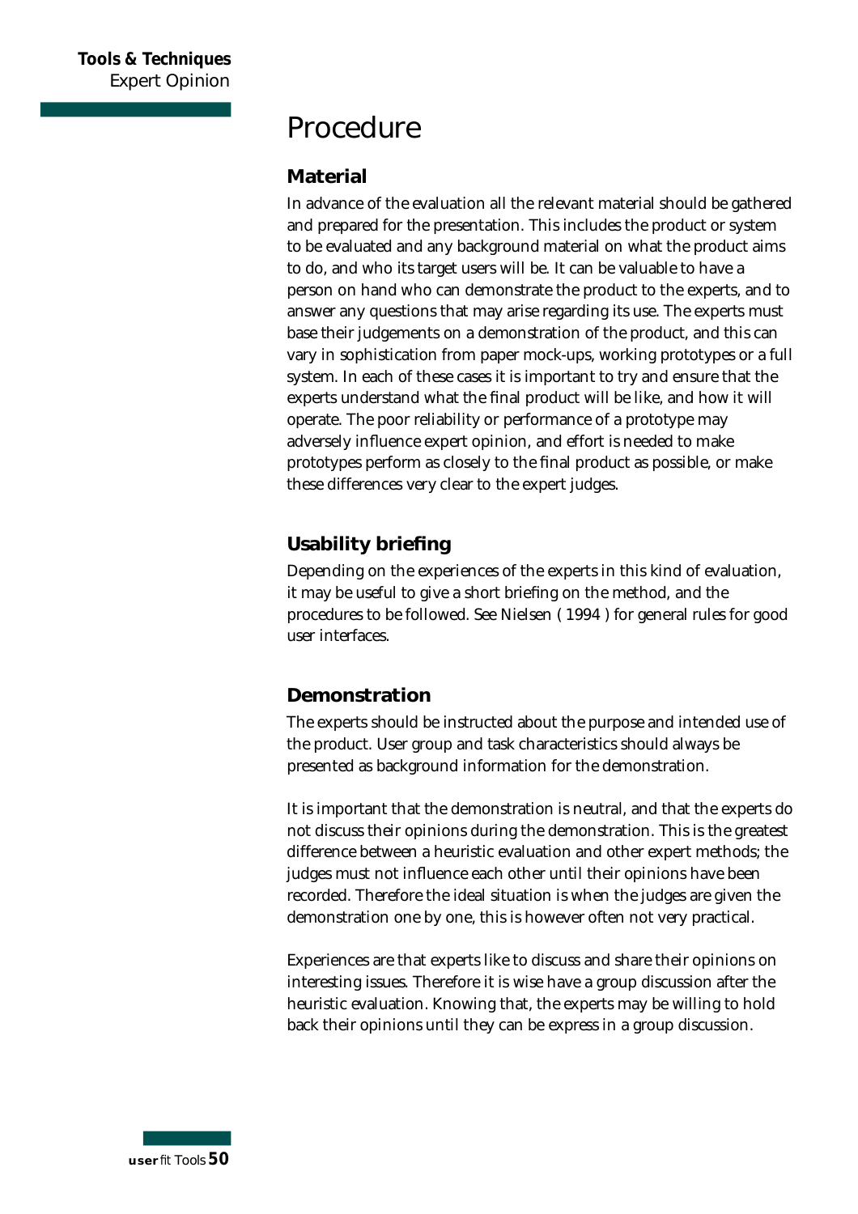# Procedure

## Material

In advance of the evaluation all the relevant material should be gathered and prepared for the presentation. This includes the product or system to be evaluated and any background material on what the product aims to do, and who its target users will be. It can be valuable to have a person on hand who can demonstrate the product to the experts, and to answer any questions that may arise regarding its use. The experts must base their judgements on a demonstration of the product, and this can vary in sophistication from paper mock-ups, working prototypes or a full system. In each of these cases it is important to try and ensure that the experts understand what the final product will be like, and how it will operate. The poor reliability or performance of a prototype may adversely influence expert opinion, and effort is needed to make prototypes perform as closely to the final product as possible, or make these differences very clear to the expert judges.

## Usability briefing

Depending on the experiences of the experts in this kind of evaluation, it may be useful to give a short briefing on the method, and the procedures to be followed. See Nielsen ( 1994 ) for general rules for good user interfaces.

## Demonstration

The experts should be instructed about the purpose and intended use of the product. User group and task characteristics should always be presented as background information for the demonstration.

It is important that the demonstration is neutral, and that the experts do not discuss their opinions during the demonstration. This is the greatest difference between a heuristic evaluation and other expert methods; the judges must not influence each other until their opinions have been recorded. Therefore the ideal situation is when the judges are given the demonstration one by one, this is however often not very practical.

Experiences are that experts like to discuss and share their opinions on interesting issues. Therefore it is wise have a group discussion after the heuristic evaluation. Knowing that, the experts may be willing to hold back their opinions until they can be express in a group discussion.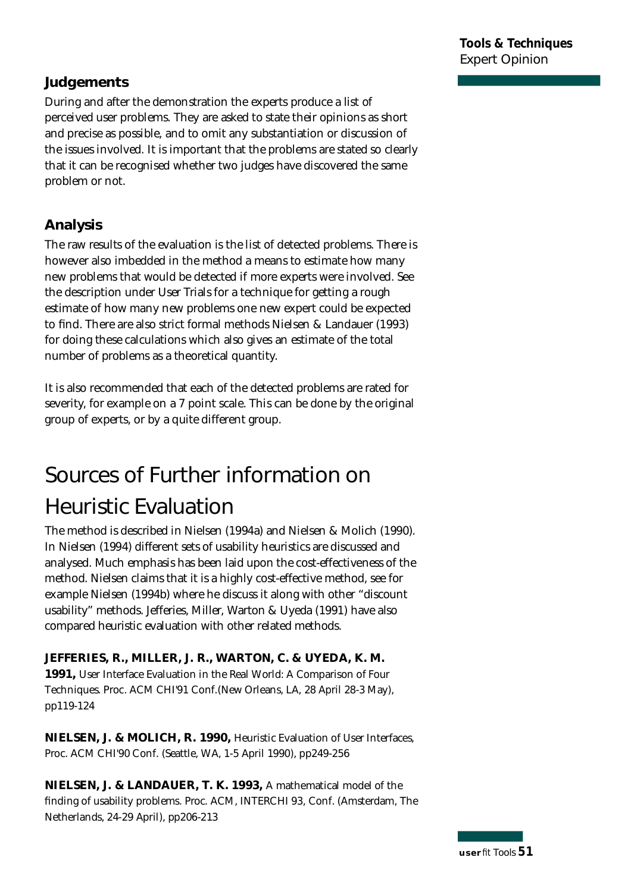### Judgements

During and after the demonstration the experts produce a list of perceived user problems. They are asked to state their opinions as short and precise as possible, and to omit any substantiation or discussion of the issues involved. It is important that the problems are stated so clearly that it can be recognised whether two judges have discovered the same problem or not.

### Analysis

The raw results of the evaluation is the list of detected problems. There is however also imbedded in the method a means to estimate how many new problems that would be detected if more experts were involved. See the description under User Trials for a technique for getting a rough estimate of how many new problems one new expert could be expected to find. There are also strict formal methods Nielsen & Landauer (1993) for doing these calculations which also gives an estimate of the total number of problems as a theoretical quantity.

It is also recommended that each of the detected problems are rated for severity, for example on a 7 point scale. This can be done by the original group of experts, or by a quite different group.

## Sources of Further information on Heuristic Evaluation

The method is described in Nielsen (1994a) and Nielsen & Molich (1990). In Nielsen (1994) different sets of usability heuristics are discussed and analysed. Much emphasis has been laid upon the cost-effectiveness of the method. Nielsen claims that it is a highly cost-effective method, see for example Nielsen (1994b) where he discuss it along with other “discount usability” methods. Jefferies, Miller, Warton & Uyeda (1991) have also compared heuristic evaluation with other related methods.

**JEFFERIES, R., MILLER, J. R., WARTON, C. & UYEDA, K. M. 1991,** User Interface Evaluation in the Real World: A Comparison of Four Techniques. Proc. ACM CHI'91 Conf.(New Orleans, LA, 28 April 28-3 May), pp119-124

**NIELSEN, J. & MOLICH, R. 1990,** Heuristic Evaluation of User Interfaces, Proc. ACM CHI'90 Conf. (Seattle, WA, 1-5 April 1990), pp249-256

**NIELSEN, J. & LANDAUER, T. K. 1993,** A mathematical model of the finding of usability problems. Proc. ACM, INTERCHI 93, Conf. (Amsterdam, The Netherlands, 24-29 April), pp206-213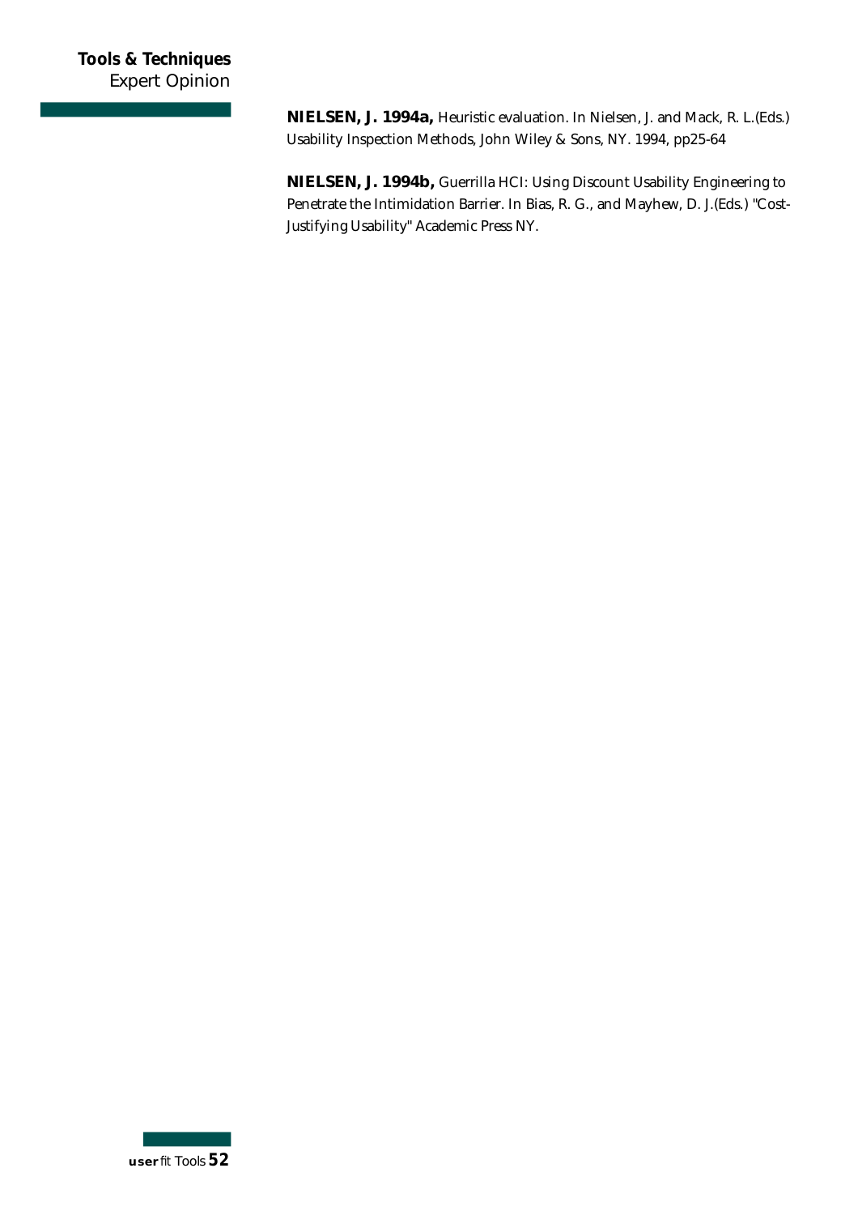**NIELSEN, J. 1994a,** Heuristic evaluation. In Nielsen, J. and Mack, R. L.(Eds.) Usability Inspection Methods, John Wiley & Sons, NY. 1994, pp25-64

**NIELSEN, J. 1994b,** Guerrilla HCI: Using Discount Usability Engineering to Penetrate the Intimidation Barrier. In Bias, R. G., and Mayhew, D. J.(Eds.) "Cost-Justifying Usability" Academic Press NY.